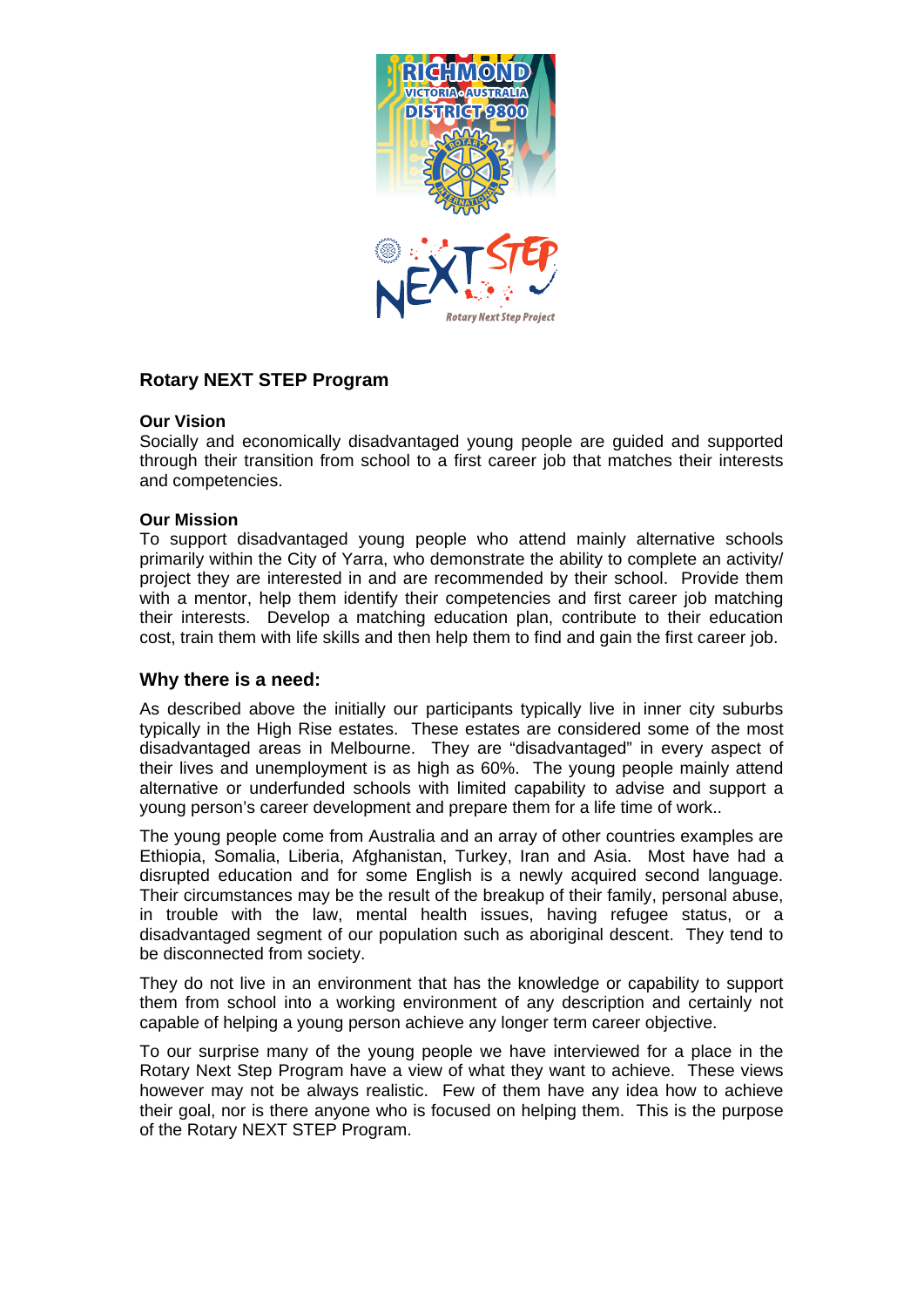## Rotary NEXT STEP Program

**Our Vision**
Socially and economically disadvantaged young people are guided and supported through their transition from school to a first career job that matches their interests and competencies.

**Our Mission**
To support disadvantaged young people who attend mainly alternative schools primarily within the City of Yarra, who demonstrate the ability to complete an activity/ project they are interested in and are recommended by their school. Provide them with a mentor, help them identify their competencies and first career job matching their interests. Develop a matching education plan, contribute to their education cost, train them with life skills and then help them to find and gain the first career job.

### Why there is a need:

As described above the initially our participants typically live in inner city suburbs typically in the High Rise estates. These estates are considered some of the most disadvantaged areas in Melbourne. They are "disadvantaged" in every aspect of their lives and unemployment is as high as 60%. The young people mainly attend alternative or underfunded schools with limited capability to advise and support a young person's career development and prepare them for a life time of work..

The young people come from Australia and an array of other countries examples are Ethiopia, Somalia, Liberia, Afghanistan, Turkey, Iran and Asia. Most have had a disrupted education and for some English is a newly acquired second language. Their circumstances may be the result of the breakup of their family, personal abuse, in trouble with the law, mental health issues, having refugee status, or a disadvantaged segment of our population such as aboriginal descent. They tend to be disconnected from society.

They do not live in an environment that has the knowledge or capability to support them from school into a working environment of any description and certainly not capable of helping a young person achieve any longer term career objective.

To our surprise many of the young people we have interviewed for a place in the Rotary Next Step Program have a view of what they want to achieve. These views however may not be always realistic. Few of them have any idea how to achieve their goal, nor is there anyone who is focused on helping them. This is the purpose of the Rotary NEXT STEP Program.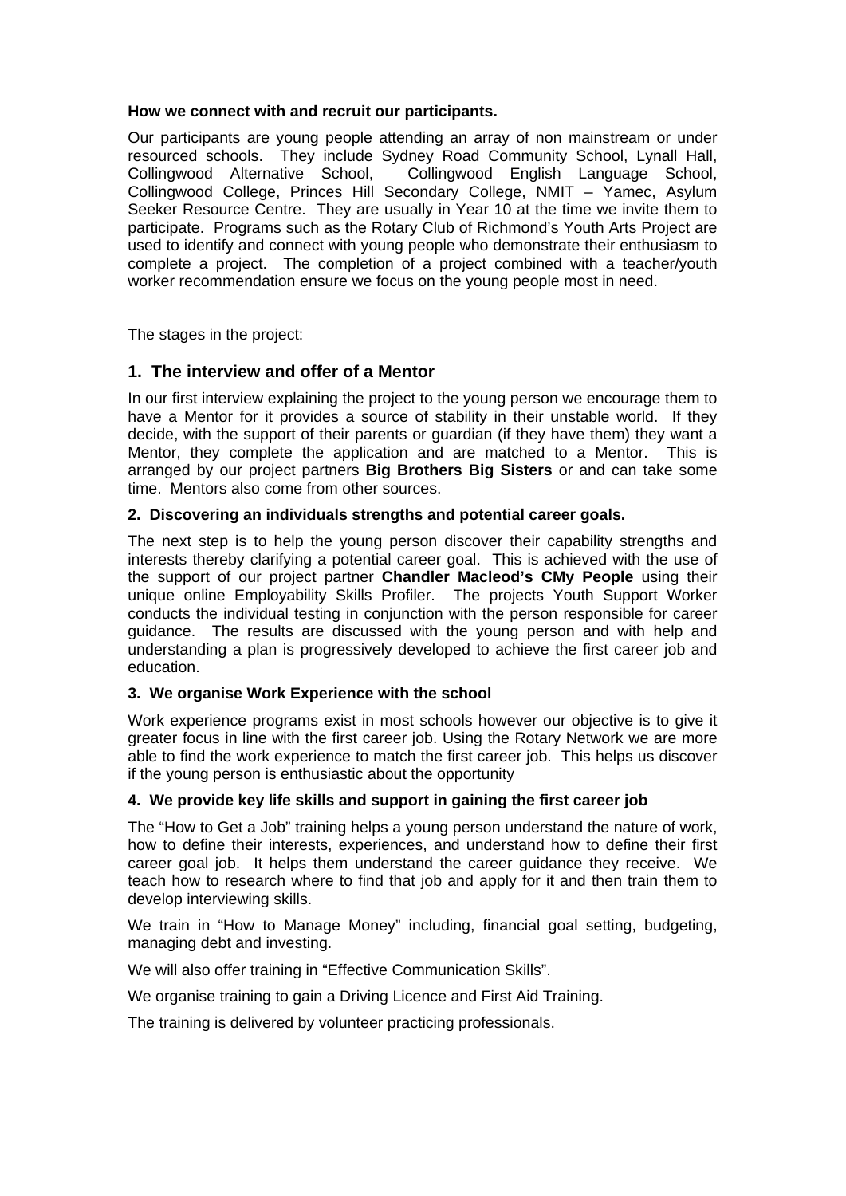**How we connect with and recruit our participants.**

Our participants are young people attending an array of non mainstream or under resourced schools. They include Sydney Road Community School, Lynall Hall, Collingwood Alternative School, Collingwood English Language School, Collingwood College, Princes Hill Secondary College, NMIT – Yamec, Asylum Seeker Resource Centre. They are usually in Year 10 at the time we invite them to participate. Programs such as the Rotary Club of Richmond's Youth Arts Project are used to identify and connect with young people who demonstrate their enthusiasm to complete a project. The completion of a project combined with a teacher/youth worker recommendation ensure we focus on the young people most in need.

The stages in the project:

## 1. The interview and offer of a Mentor

In our first interview explaining the project to the young person we encourage them to have a Mentor for it provides a source of stability in their unstable world. If they decide, with the support of their parents or guardian (if they have them) they want a Mentor, they complete the application and are matched to a Mentor. This is arranged by our project partners **Big Brothers Big Sisters** or and can take some time. Mentors also come from other sources.

**2. Discovering an individuals strengths and potential career goals.**

The next step is to help the young person discover their capability strengths and interests thereby clarifying a potential career goal. This is achieved with the use of the support of our project partner **Chandler Macleod's CMy People** using their unique online Employability Skills Profiler. The projects Youth Support Worker conducts the individual testing in conjunction with the person responsible for career guidance. The results are discussed with the young person and with help and understanding a plan is progressively developed to achieve the first career job and education.

**3. We organise Work Experience with the school**

Work experience programs exist in most schools however our objective is to give it greater focus in line with the first career job. Using the Rotary Network we are more able to find the work experience to match the first career job. This helps us discover if the young person is enthusiastic about the opportunity

**4. We provide key life skills and support in gaining the first career job**

The "How to Get a Job" training helps a young person understand the nature of work, how to define their interests, experiences, and understand how to define their first career goal job. It helps them understand the career guidance they receive. We teach how to research where to find that job and apply for it and then train them to develop interviewing skills.

We train in "How to Manage Money" including, financial goal setting, budgeting, managing debt and investing.

We will also offer training in "Effective Communication Skills".

We organise training to gain a Driving Licence and First Aid Training.

The training is delivered by volunteer practicing professionals.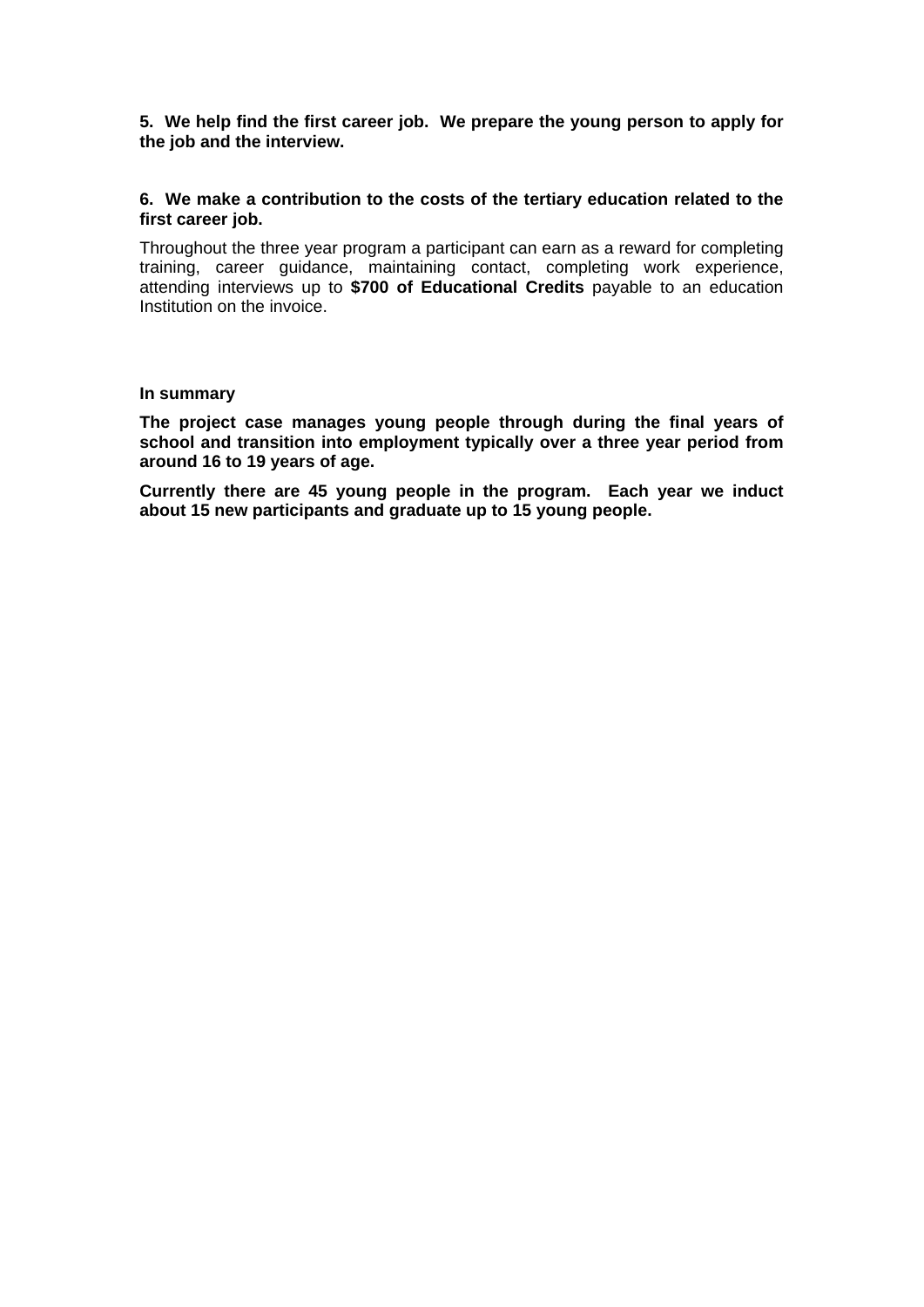**5. We help find the first career job. We prepare the young person to apply for the job and the interview.**

**6. We make a contribution to the costs of the tertiary education related to the first career job.**

Throughout the three year program a participant can earn as a reward for completing training, career guidance, maintaining contact, completing work experience, attending interviews up to **$700 of Educational Credits** payable to an education Institution on the invoice.

**In summary**

**The project case manages young people through during the final years of school and transition into employment typically over a three year period from around 16 to 19 years of age.**

**Currently there are 45 young people in the program. Each year we induct about 15 new participants and graduate up to 15 young people.**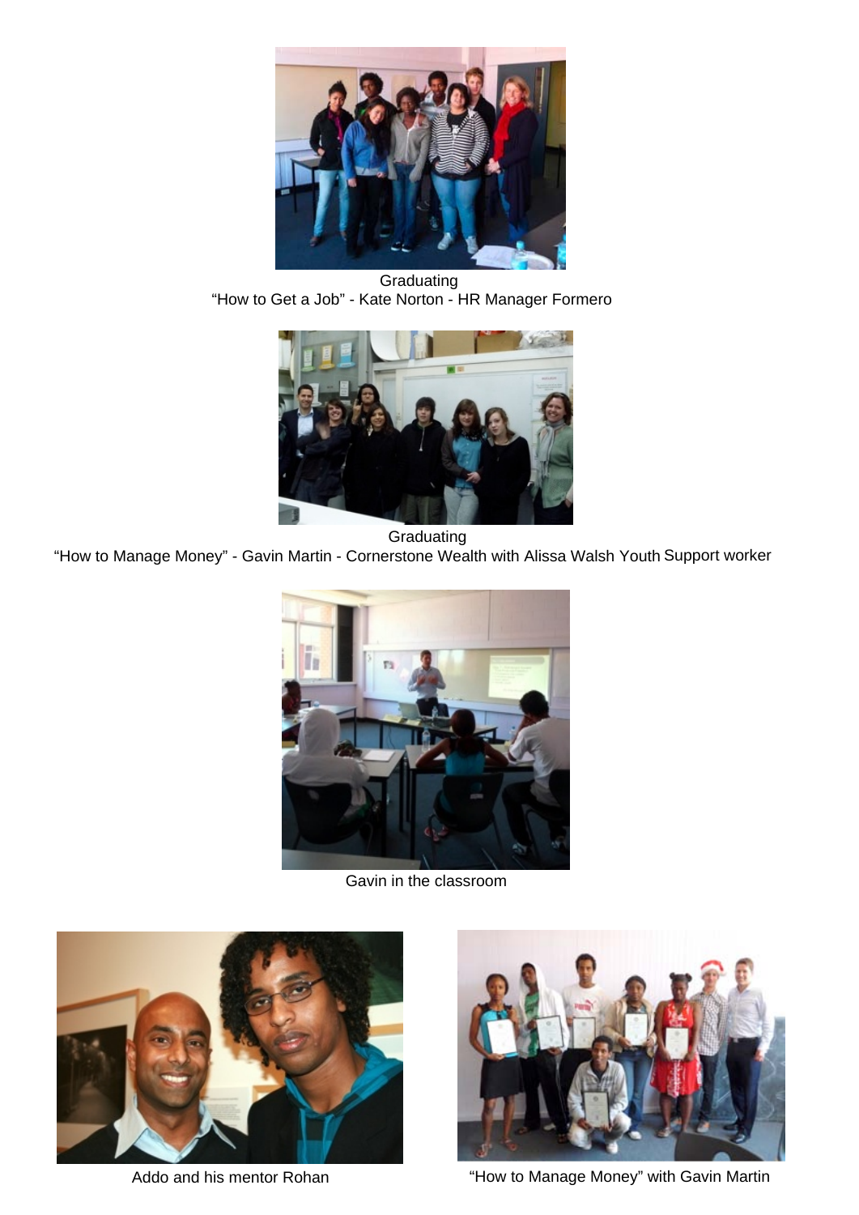Graduating
"How to Get a Job" - Kate Norton - HR Manager Formero

Graduating
"How to Manage Money" - Gavin Martin - Cornerstone Wealth with Alissa Walsh Youth Support worker

Gavin in the classroom

Addo and his mentor Rohan

"How to Manage Money" with Gavin Martin